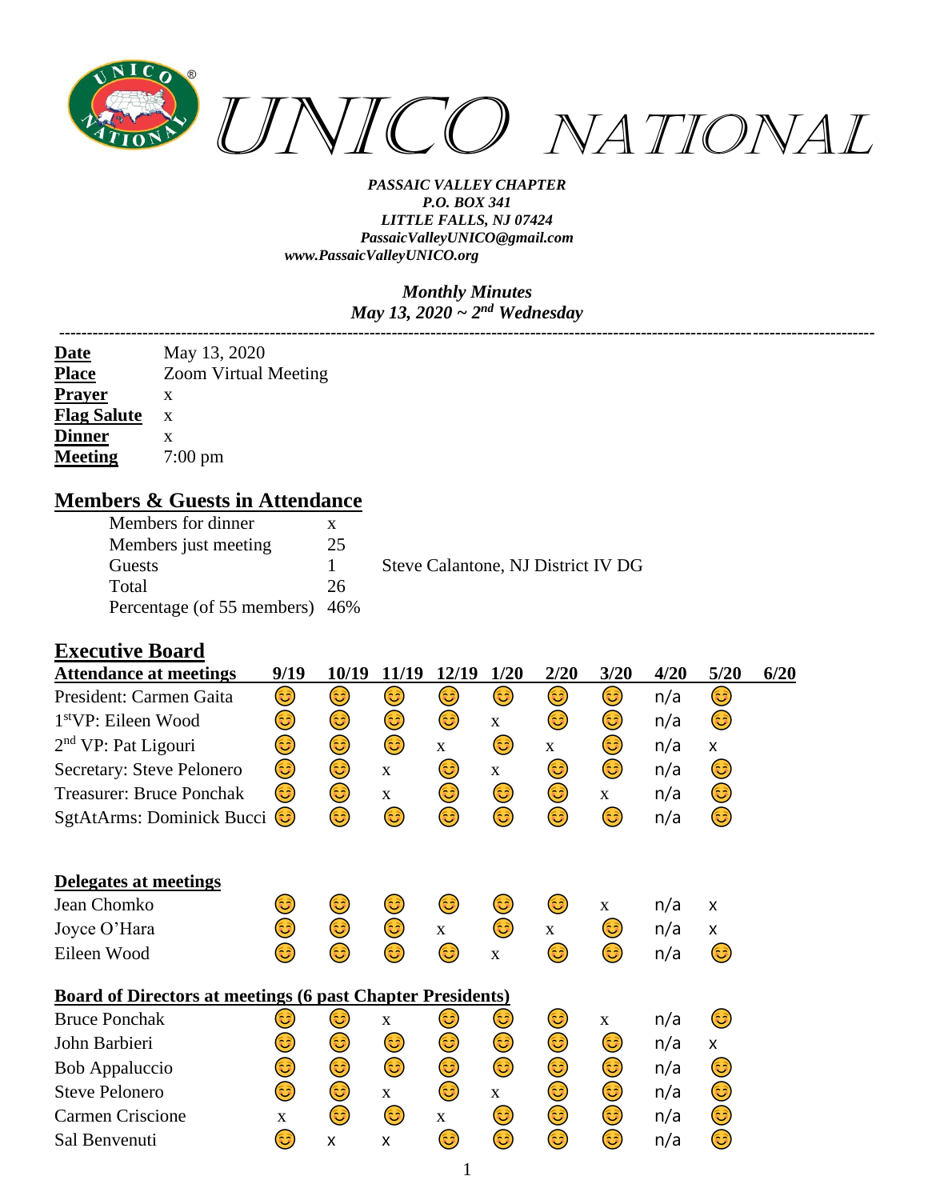# UNICO NATIONAL

***PASSAIC VALLEY CHAPTER***
***P.O. BOX 341***
***LITTLE FALLS, NJ 07424***
***PassaicValleyUNICO@gmail.com***
***www.PassaicValleyUNICO.org***

***Monthly Minutes***
***May 13, 2020 ~ 2nd Wednesday***

---

| | |
|---|---|
| **Date** | May 13, 2020 |
| **Place** | Zoom Virtual Meeting |
| **Prayer** | x |
| **Flag Salute** | x |
| **Dinner** | x |
| **Meeting** | 7:00 pm |

## Members & Guests in Attendance

| | | |
|---|---|---|
| Members for dinner | x | |
| Members just meeting | 25 | |
| Guests | 1 | Steve Calantone, NJ District IV DG |
| Total | 26 | |
| Percentage (of 55 members) | 46% | |

## Executive Board

| Attendance at meetings | 9/19 | 10/19 | 11/19 | 12/19 | 1/20 | 2/20 | 3/20 | 4/20 | 5/20 | 6/20 |
|---|---|---|---|---|---|---|---|---|---|---|
| President: Carmen Gaita | 😊 | 😊 | 😊 | 😊 | 😊 | 😊 | 😊 | n/a | 😊 | |
| 1stVP: Eileen Wood | 😊 | 😊 | 😊 | 😊 | x | 😊 | 😊 | n/a | 😊 | |
| 2nd VP: Pat Ligouri | 😊 | 😊 | 😊 | x | 😊 | x | 😊 | n/a | x | |
| Secretary: Steve Pelonero | 😊 | 😊 | x | 😊 | x | 😊 | 😊 | n/a | 😊 | |
| Treasurer: Bruce Ponchak | 😊 | 😊 | x | 😊 | 😊 | 😊 | x | n/a | 😊 | |
| SgtAtArms: Dominick Bucci | 😊 | 😊 | 😊 | 😊 | 😊 | 😊 | 😊 | n/a | 😊 | |

| Delegates at meetings | 9/19 | 10/19 | 11/19 | 12/19 | 1/20 | 2/20 | 3/20 | 4/20 | 5/20 | 6/20 |
|---|---|---|---|---|---|---|---|---|---|---|
| Jean Chomko | 😊 | 😊 | 😊 | 😊 | 😊 | 😊 | x | n/a | x | |
| Joyce O'Hara | 😊 | 😊 | 😊 | x | 😊 | x | 😊 | n/a | x | |
| Eileen Wood | 😊 | 😊 | 😊 | 😊 | x | 😊 | 😊 | n/a | 😊 | |

| Board of Directors at meetings (6 past Chapter Presidents) | 9/19 | 10/19 | 11/19 | 12/19 | 1/20 | 2/20 | 3/20 | 4/20 | 5/20 | 6/20 |
|---|---|---|---|---|---|---|---|---|---|---|
| Bruce Ponchak | 😊 | 😊 | x | 😊 | 😊 | 😊 | x | n/a | 😊 | |
| John Barbieri | 😊 | 😊 | 😊 | 😊 | 😊 | 😊 | 😊 | n/a | x | |
| Bob Appaluccio | 😊 | 😊 | 😊 | 😊 | 😊 | 😊 | 😊 | n/a | 😊 | |
| Steve Pelonero | 😊 | 😊 | x | 😊 | x | 😊 | 😊 | n/a | 😊 | |
| Carmen Criscione | x | 😊 | 😊 | x | 😊 | 😊 | 😊 | n/a | 😊 | |
| Sal Benvenuti | 😊 | x | x | 😊 | 😊 | 😊 | 😊 | n/a | 😊 | |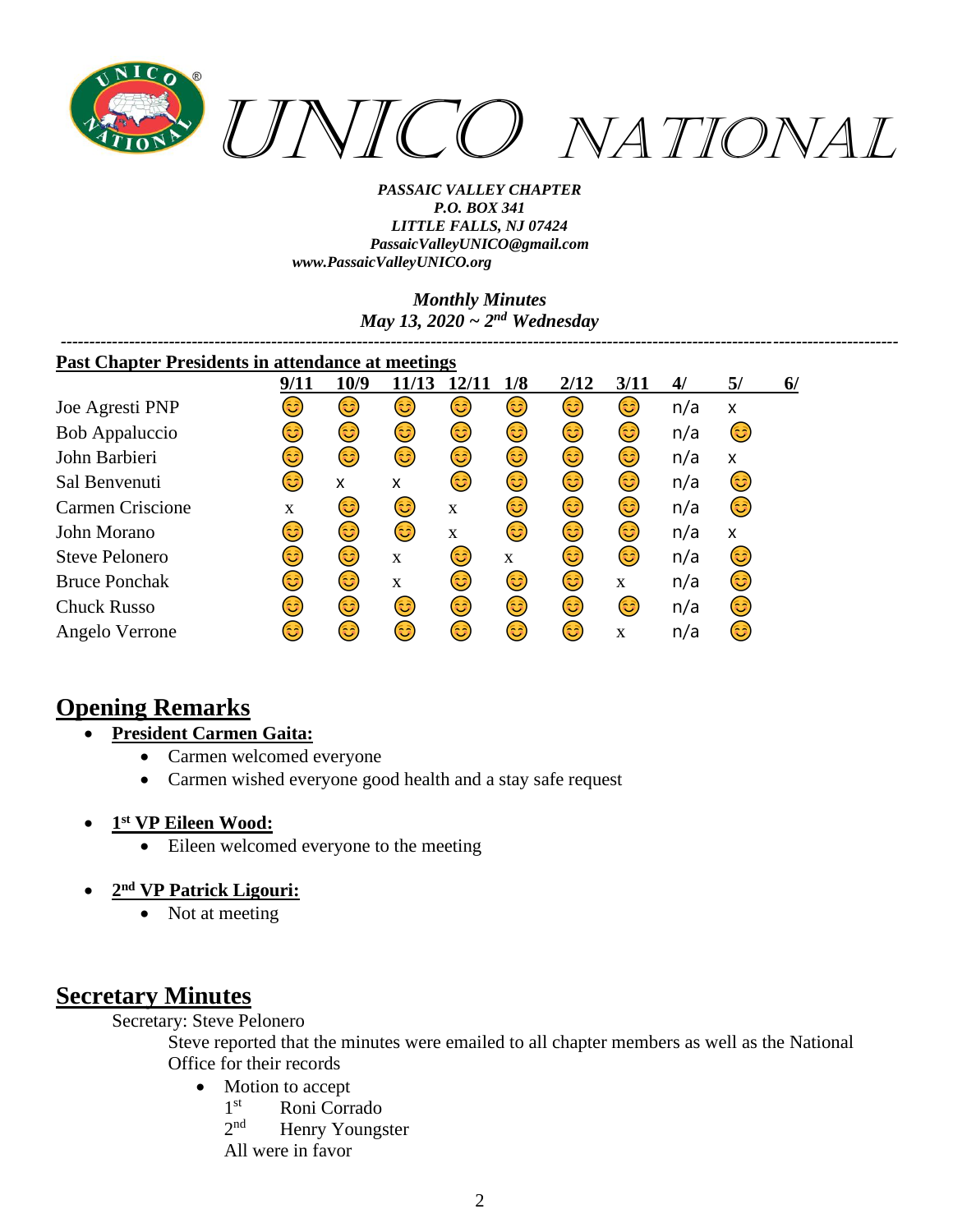*UNICO NATIONAL*

***PASSAIC VALLEY CHAPTER***
***P.O. BOX 341***
***LITTLE FALLS, NJ 07424***
***PassaicValleyUNICO@gmail.com***
***www.PassaicValleyUNICO.org***

***Monthly Minutes***
***May 13, 2020 ~ 2nd Wednesday***

---

**Past Chapter Presidents in attendance at meetings**

| | 9/11 | 10/9 | 11/13 | 12/11 | 1/8 | 2/12 | 3/11 | 4/ | 5/ | 6/ |
|---|---|---|---|---|---|---|---|---|---|---|
| Joe Agresti PNP | 😊 | 😊 | 😊 | 😊 | 😊 | 😊 | 😊 | n/a | x | |
| Bob Appaluccio | 😊 | 😊 | 😊 | 😊 | 😊 | 😊 | 😊 | n/a | 😊 | |
| John Barbieri | 😊 | 😊 | 😊 | 😊 | 😊 | 😊 | 😊 | n/a | x | |
| Sal Benvenuti | 😊 | x | x | 😊 | 😊 | 😊 | 😊 | n/a | 😊 | |
| Carmen Criscione | x | 😊 | 😊 | x | 😊 | 😊 | 😊 | n/a | 😊 | |
| John Morano | 😊 | 😊 | 😊 | x | 😊 | 😊 | 😊 | n/a | x | |
| Steve Pelonero | 😊 | 😊 | x | 😊 | x | 😊 | 😊 | n/a | 😊 | |
| Bruce Ponchak | 😊 | 😊 | x | 😊 | 😊 | 😊 | x | n/a | 😊 | |
| Chuck Russo | 😊 | 😊 | 😊 | 😊 | 😊 | 😊 | 😊 | n/a | 😊 | |
| Angelo Verrone | 😊 | 😊 | 😊 | 😊 | 😊 | 😊 | x | n/a | 😊 | |

## Opening Remarks

- **President Carmen Gaita:**
  - Carmen welcomed everyone
  - Carmen wished everyone good health and a stay safe request

- **1st VP Eileen Wood:**
  - Eileen welcomed everyone to the meeting

- **2nd VP Patrick Ligouri:**
  - Not at meeting

## Secretary Minutes

Secretary: Steve Pelonero

Steve reported that the minutes were emailed to all chapter members as well as the National Office for their records

- Motion to accept
  1st Roni Corrado
  2nd Henry Youngster
  All were in favor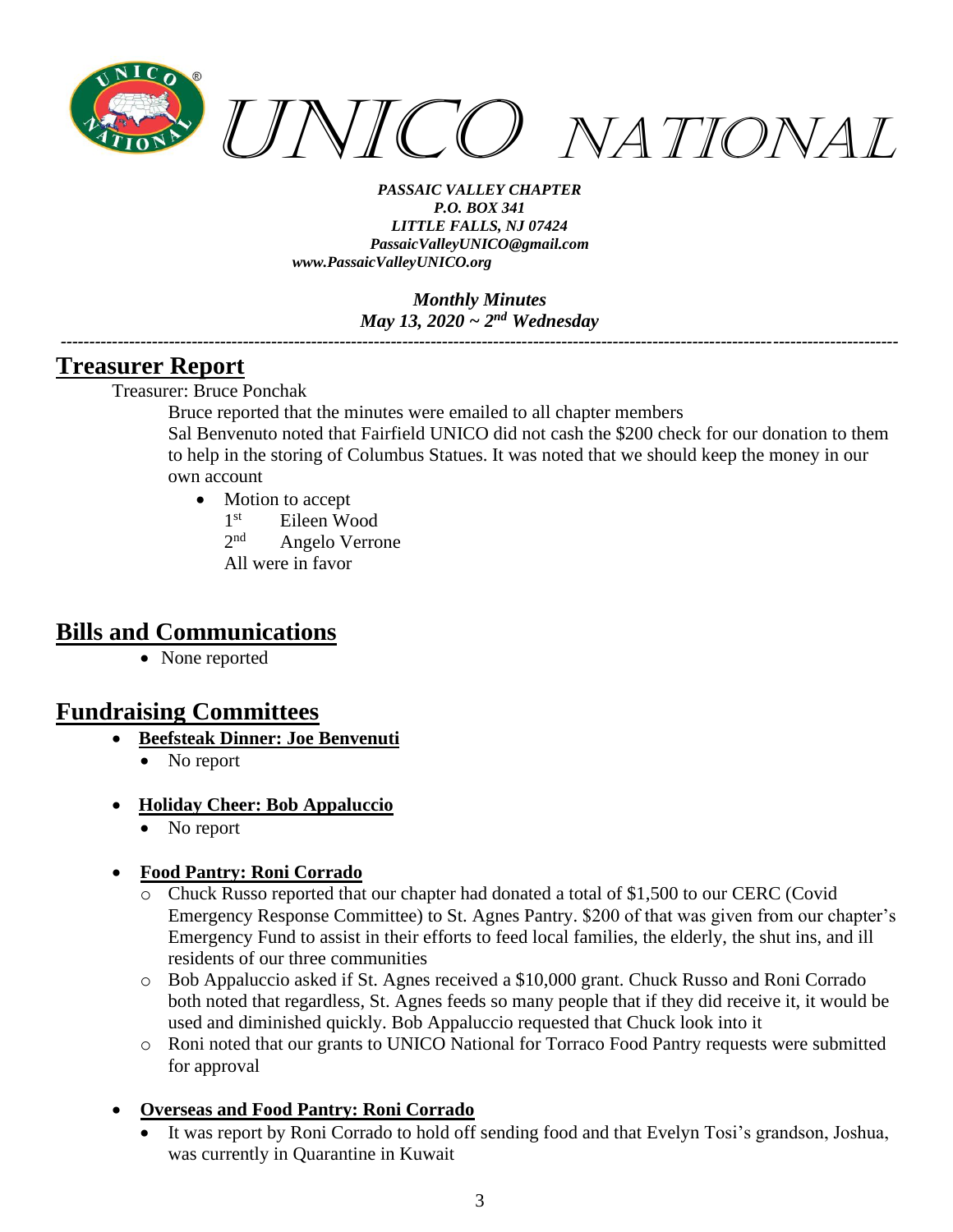*PASSAIC VALLEY CHAPTER*
*P.O. BOX 341*
*LITTLE FALLS, NJ 07424*
*PassaicValleyUNICO@gmail.com*
*www.PassaicValleyUNICO.org*

*Monthly Minutes*
*May 13, 2020 ~ 2nd Wednesday*

---

## Treasurer Report

Treasurer: Bruce Ponchak

Bruce reported that the minutes were emailed to all chapter members

Sal Benvenuto noted that Fairfield UNICO did not cash the $200 check for our donation to them to help in the storing of Columbus Statues. It was noted that we should keep the money in our own account

- Motion to accept
  1st Eileen Wood
  2nd Angelo Verrone
  All were in favor

## Bills and Communications

- None reported

## Fundraising Committees

- **Beefsteak Dinner: Joe Benvenuti**
  - No report
- **Holiday Cheer: Bob Appaluccio**
  - No report
- **Food Pantry: Roni Corrado**
  - Chuck Russo reported that our chapter had donated a total of $1,500 to our CERC (Covid Emergency Response Committee) to St. Agnes Pantry. $200 of that was given from our chapter's Emergency Fund to assist in their efforts to feed local families, the elderly, the shut ins, and ill residents of our three communities
  - Bob Appaluccio asked if St. Agnes received a $10,000 grant. Chuck Russo and Roni Corrado both noted that regardless, St. Agnes feeds so many people that if they did receive it, it would be used and diminished quickly. Bob Appaluccio requested that Chuck look into it
  - Roni noted that our grants to UNICO National for Torraco Food Pantry requests were submitted for approval
- **Overseas and Food Pantry: Roni Corrado**
  - It was report by Roni Corrado to hold off sending food and that Evelyn Tosi's grandson, Joshua, was currently in Quarantine in Kuwait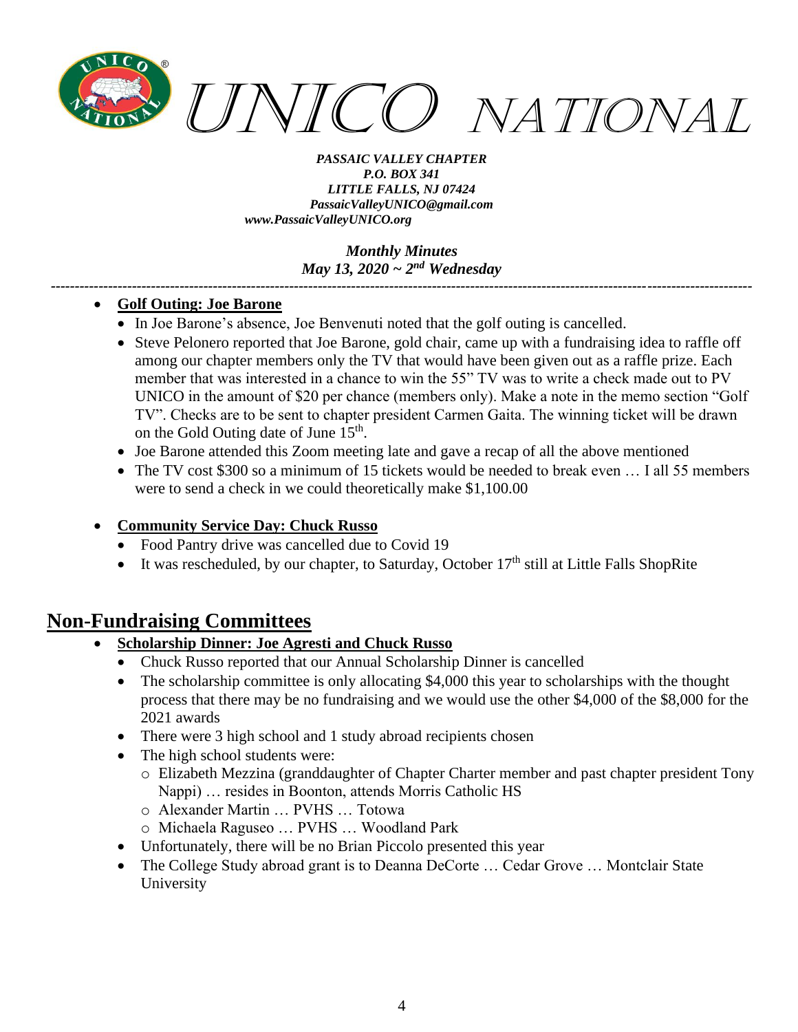**Golf Outing: Joe Barone**

- In Joe Barone's absence, Joe Benvenuti noted that the golf outing is cancelled.
- Steve Pelonero reported that Joe Barone, gold chair, came up with a fundraising idea to raffle off among our chapter members only the TV that would have been given out as a raffle prize. Each member that was interested in a chance to win the 55" TV was to write a check made out to PV UNICO in the amount of $20 per chance (members only). Make a note in the memo section "Golf TV". Checks are to be sent to chapter president Carmen Gaita. The winning ticket will be drawn on the Gold Outing date of June 15th.
- Joe Barone attended this Zoom meeting late and gave a recap of all the above mentioned
- The TV cost $300 so a minimum of 15 tickets would be needed to break even … I all 55 members were to send a check in we could theoretically make $1,100.00

**Community Service Day: Chuck Russo**

- Food Pantry drive was cancelled due to Covid 19
- It was rescheduled, by our chapter, to Saturday, October 17th still at Little Falls ShopRite

## Non-Fundraising Committees

**Scholarship Dinner: Joe Agresti and Chuck Russo**

- Chuck Russo reported that our Annual Scholarship Dinner is cancelled
- The scholarship committee is only allocating $4,000 this year to scholarships with the thought process that there may be no fundraising and we would use the other $4,000 of the $8,000 for the 2021 awards
- There were 3 high school and 1 study abroad recipients chosen
- The high school students were:
  - Elizabeth Mezzina (granddaughter of Chapter Charter member and past chapter president Tony Nappi) … resides in Boonton, attends Morris Catholic HS
  - Alexander Martin … PVHS … Totowa
  - Michaela Raguseo … PVHS … Woodland Park
- Unfortunately, there will be no Brian Piccolo presented this year
- The College Study abroad grant is to Deanna DeCorte … Cedar Grove … Montclair State University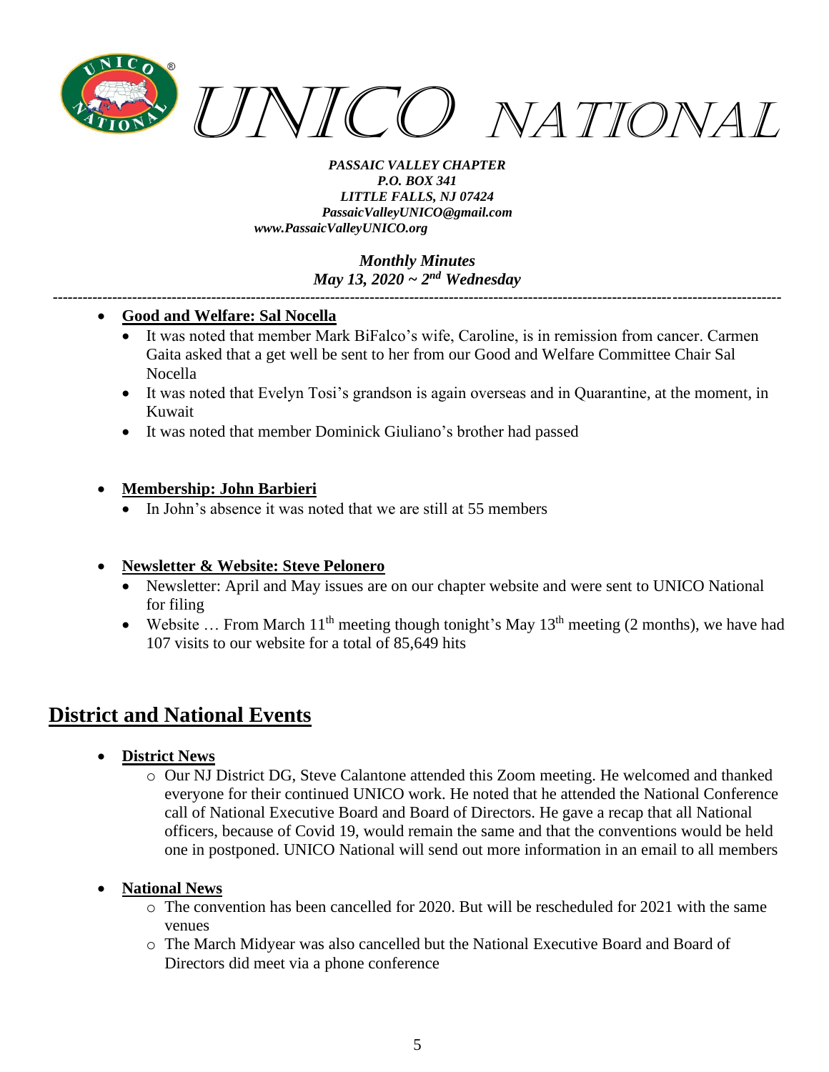- **Good and Welfare: Sal Nocella**
  - It was noted that member Mark BiFalco's wife, Caroline, is in remission from cancer. Carmen Gaita asked that a get well be sent to her from our Good and Welfare Committee Chair Sal Nocella
  - It was noted that Evelyn Tosi's grandson is again overseas and in Quarantine, at the moment, in Kuwait
  - It was noted that member Dominick Giuliano's brother had passed

- **Membership: John Barbieri**
  - In John's absence it was noted that we are still at 55 members

- **Newsletter & Website: Steve Pelonero**
  - Newsletter: April and May issues are on our chapter website and were sent to UNICO National for filing
  - Website … From March 11th meeting though tonight's May 13th meeting (2 months), we have had 107 visits to our website for a total of 85,649 hits

## District and National Events

- **District News**
  - Our NJ District DG, Steve Calantone attended this Zoom meeting. He welcomed and thanked everyone for their continued UNICO work. He noted that he attended the National Conference call of National Executive Board and Board of Directors. He gave a recap that all National officers, because of Covid 19, would remain the same and that the conventions would be held one in postponed. UNICO National will send out more information in an email to all members

- **National News**
  - The convention has been cancelled for 2020. But will be rescheduled for 2021 with the same venues
  - The March Midyear was also cancelled but the National Executive Board and Board of Directors did meet via a phone conference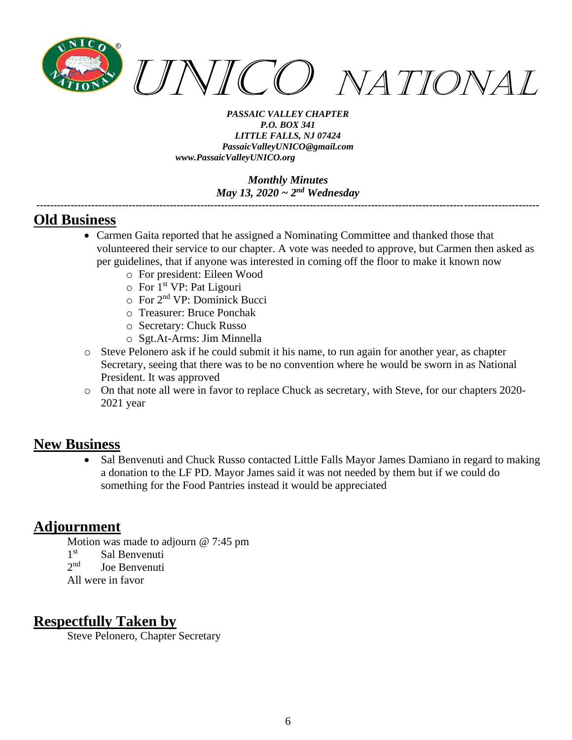UNICO NATIONAL

*PASSAIC VALLEY CHAPTER*
*P.O. BOX 341*
*LITTLE FALLS, NJ 07424*
*PassaicValleyUNICO@gmail.com*
*www.PassaicValleyUNICO.org*

*Monthly Minutes*
*May 13, 2020 ~ 2nd Wednesday*

---

## Old Business

- Carmen Gaita reported that he assigned a Nominating Committee and thanked those that volunteered their service to our chapter. A vote was needed to approve, but Carmen then asked as per guidelines, that if anyone was interested in coming off the floor to make it known now
  - For president: Eileen Wood
  - For 1st VP: Pat Ligouri
  - For 2nd VP: Dominick Bucci
  - Treasurer: Bruce Ponchak
  - Secretary: Chuck Russo
  - Sgt.At-Arms: Jim Minnella
- Steve Pelonero ask if he could submit it his name, to run again for another year, as chapter Secretary, seeing that there was to be no convention where he would be sworn in as National President. It was approved
- On that note all were in favor to replace Chuck as secretary, with Steve, for our chapters 2020-2021 year

## New Business

- Sal Benvenuti and Chuck Russo contacted Little Falls Mayor James Damiano in regard to making a donation to the LF PD. Mayor James said it was not needed by them but if we could do something for the Food Pantries instead it would be appreciated

## Adjournment

Motion was made to adjourn @ 7:45 pm
1st Sal Benvenuti
2nd Joe Benvenuti
All were in favor

## Respectfully Taken by

Steve Pelonero, Chapter Secretary